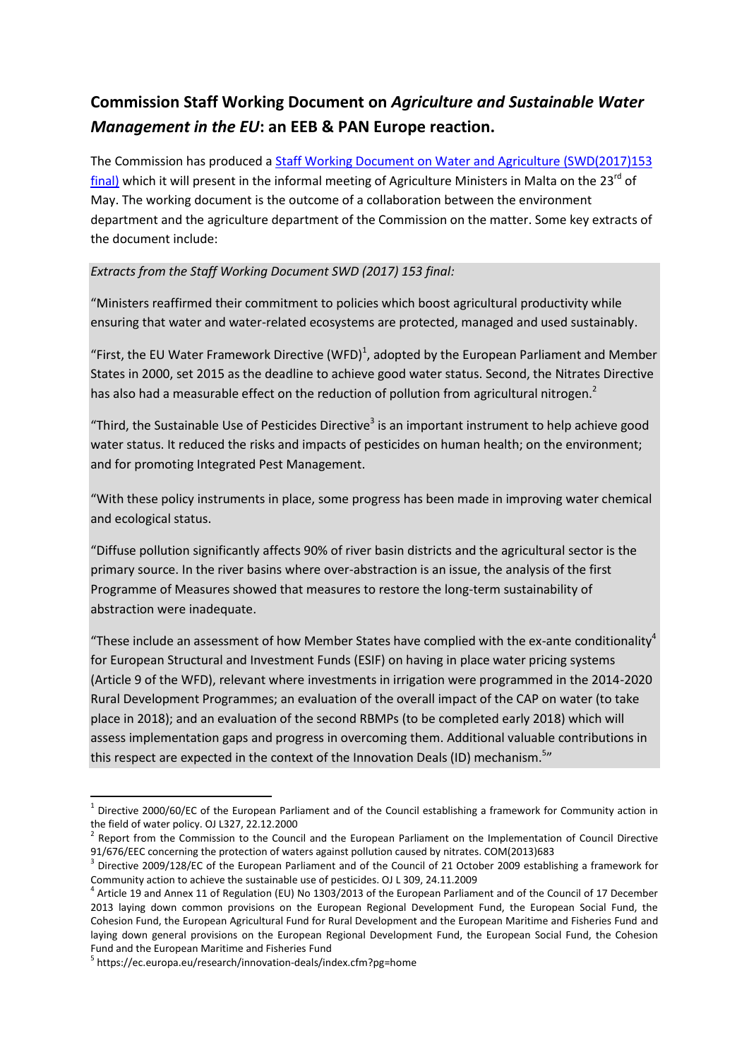## Commission Staff Working Document on *Agriculture and Sustainable Water Management in the EU*: an EEB & PAN Europe reaction.

The Commission has produced a [Staff Working Document on Water and Agriculture (SWD(2017)153 final)](#) which it will present in the informal meeting of Agriculture Ministers in Malta on the 23rd of May. The working document is the outcome of a collaboration between the environment department and the agriculture department of the Commission on the matter. Some key extracts of the document include:

*Extracts from the Staff Working Document SWD (2017) 153 final:*

"Ministers reaffirmed their commitment to policies which boost agricultural productivity while ensuring that water and water-related ecosystems are protected, managed and used sustainably.

"First, the EU Water Framework Directive (WFD)[1], adopted by the European Parliament and Member States in 2000, set 2015 as the deadline to achieve good water status. Second, the Nitrates Directive has also had a measurable effect on the reduction of pollution from agricultural nitrogen.[2]

"Third, the Sustainable Use of Pesticides Directive[3] is an important instrument to help achieve good water status. It reduced the risks and impacts of pesticides on human health; on the environment; and for promoting Integrated Pest Management.

"With these policy instruments in place, some progress has been made in improving water chemical and ecological status.

"Diffuse pollution significantly affects 90% of river basin districts and the agricultural sector is the primary source. In the river basins where over-abstraction is an issue, the analysis of the first Programme of Measures showed that measures to restore the long-term sustainability of abstraction were inadequate.

"These include an assessment of how Member States have complied with the ex-ante conditionality[4] for European Structural and Investment Funds (ESIF) on having in place water pricing systems (Article 9 of the WFD), relevant where investments in irrigation were programmed in the 2014-2020 Rural Development Programmes; an evaluation of the overall impact of the CAP on water (to take place in 2018); and an evaluation of the second RBMPs (to be completed early 2018) which will assess implementation gaps and progress in overcoming them. Additional valuable contributions in this respect are expected in the context of the Innovation Deals (ID) mechanism.[5]"

---

[1] Directive 2000/60/EC of the European Parliament and of the Council establishing a framework for Community action in the field of water policy. OJ L327, 22.12.2000

[2] Report from the Commission to the Council and the European Parliament on the Implementation of Council Directive 91/676/EEC concerning the protection of waters against pollution caused by nitrates. COM(2013)683

[3] Directive 2009/128/EC of the European Parliament and of the Council of 21 October 2009 establishing a framework for Community action to achieve the sustainable use of pesticides. OJ L 309, 24.11.2009

[4] Article 19 and Annex 11 of Regulation (EU) No 1303/2013 of the European Parliament and of the Council of 17 December 2013 laying down common provisions on the European Regional Development Fund, the European Social Fund, the Cohesion Fund, the European Agricultural Fund for Rural Development and the European Maritime and Fisheries Fund and laying down general provisions on the European Regional Development Fund, the European Social Fund, the Cohesion Fund and the European Maritime and Fisheries Fund

[5] https://ec.europa.eu/research/innovation-deals/index.cfm?pg=home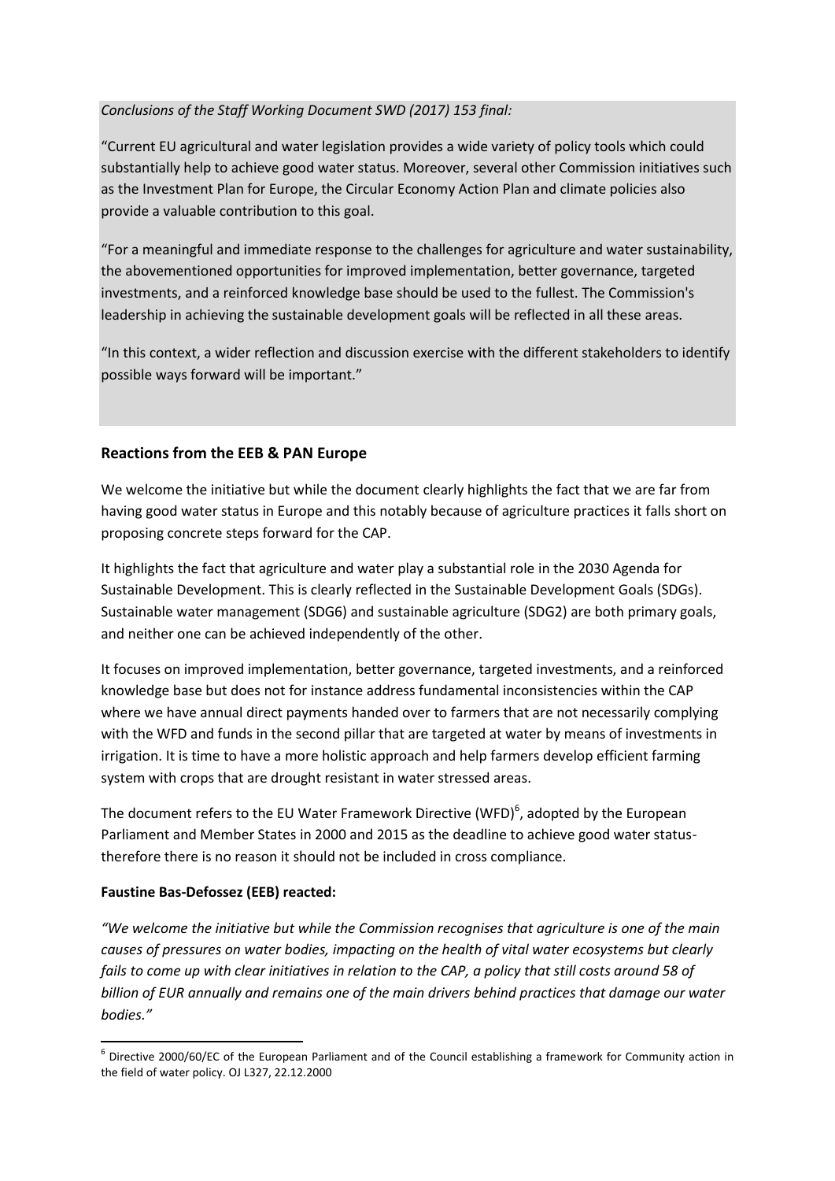*Conclusions of the Staff Working Document SWD (2017) 153 final:*

"Current EU agricultural and water legislation provides a wide variety of policy tools which could substantially help to achieve good water status. Moreover, several other Commission initiatives such as the Investment Plan for Europe, the Circular Economy Action Plan and climate policies also provide a valuable contribution to this goal.

"For a meaningful and immediate response to the challenges for agriculture and water sustainability, the abovementioned opportunities for improved implementation, better governance, targeted investments, and a reinforced knowledge base should be used to the fullest. The Commission's leadership in achieving the sustainable development goals will be reflected in all these areas.

"In this context, a wider reflection and discussion exercise with the different stakeholders to identify possible ways forward will be important."

## Reactions from the EEB & PAN Europe

We welcome the initiative but while the document clearly highlights the fact that we are far from having good water status in Europe and this notably because of agriculture practices it falls short on proposing concrete steps forward for the CAP.

It highlights the fact that agriculture and water play a substantial role in the 2030 Agenda for Sustainable Development. This is clearly reflected in the Sustainable Development Goals (SDGs). Sustainable water management (SDG6) and sustainable agriculture (SDG2) are both primary goals, and neither one can be achieved independently of the other.

It focuses on improved implementation, better governance, targeted investments, and a reinforced knowledge base but does not for instance address fundamental inconsistencies within the CAP where we have annual direct payments handed over to farmers that are not necessarily complying with the WFD and funds in the second pillar that are targeted at water by means of investments in irrigation. It is time to have a more holistic approach and help farmers develop efficient farming system with crops that are drought resistant in water stressed areas.

The document refers to the EU Water Framework Directive (WFD)[6], adopted by the European Parliament and Member States in 2000 and 2015 as the deadline to achieve good water status- therefore there is no reason it should not be included in cross compliance.

**Faustine Bas-Defossez (EEB) reacted:**

*"We welcome the initiative but while the Commission recognises that agriculture is one of the main causes of pressures on water bodies, impacting on the health of vital water ecosystems but clearly fails to come up with clear initiatives in relation to the CAP, a policy that still costs around 58 of billion of EUR annually and remains one of the main drivers behind practices that damage our water bodies."*

---

[6] Directive 2000/60/EC of the European Parliament and of the Council establishing a framework for Community action in the field of water policy. OJ L327, 22.12.2000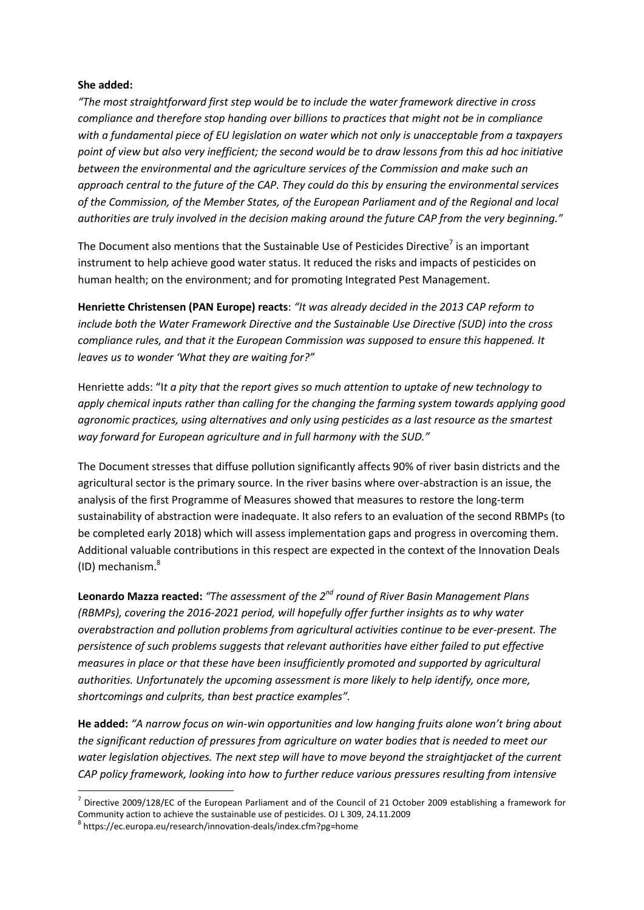**She added:**
*"The most straightforward first step would be to include the water framework directive in cross compliance and therefore stop handing over billions to practices that might not be in compliance with a fundamental piece of EU legislation on water which not only is unacceptable from a taxpayers point of view but also very inefficient; the second would be to draw lessons from this ad hoc initiative between the environmental and the agriculture services of the Commission and make such an approach central to the future of the CAP. They could do this by ensuring the environmental services of the Commission, of the Member States, of the European Parliament and of the Regional and local authorities are truly involved in the decision making around the future CAP from the very beginning."*

The Document also mentions that the Sustainable Use of Pesticides Directive[7] is an important instrument to help achieve good water status. It reduced the risks and impacts of pesticides on human health; on the environment; and for promoting Integrated Pest Management.

**Henriette Christensen (PAN Europe) reacts**: *"It was already decided in the 2013 CAP reform to include both the Water Framework Directive and the Sustainable Use Directive (SUD) into the cross compliance rules, and that it the European Commission was supposed to ensure this happened. It leaves us to wonder 'What they are waiting for?"*

Henriette adds: "I*t a pity that the report gives so much attention to uptake of new technology to apply chemical inputs rather than calling for the changing the farming system towards applying good agronomic practices, using alternatives and only using pesticides as a last resource as the smartest way forward for European agriculture and in full harmony with the SUD."*

The Document stresses that diffuse pollution significantly affects 90% of river basin districts and the agricultural sector is the primary source. In the river basins where over-abstraction is an issue, the analysis of the first Programme of Measures showed that measures to restore the long-term sustainability of abstraction were inadequate. It also refers to an evaluation of the second RBMPs (to be completed early 2018) which will assess implementation gaps and progress in overcoming them. Additional valuable contributions in this respect are expected in the context of the Innovation Deals (ID) mechanism.[8]

**Leonardo Mazza reacted:** *"The assessment of the 2nd round of River Basin Management Plans (RBMPs), covering the 2016-2021 period, will hopefully offer further insights as to why water overabstraction and pollution problems from agricultural activities continue to be ever-present. The persistence of such problems suggests that relevant authorities have either failed to put effective measures in place or that these have been insufficiently promoted and supported by agricultural authorities. Unfortunately the upcoming assessment is more likely to help identify, once more, shortcomings and culprits, than best practice examples".*

**He added:** *"A narrow focus on win-win opportunities and low hanging fruits alone won't bring about the significant reduction of pressures from agriculture on water bodies that is needed to meet our water legislation objectives. The next step will have to move beyond the straightjacket of the current CAP policy framework, looking into how to further reduce various pressures resulting from intensive*

---

[7] Directive 2009/128/EC of the European Parliament and of the Council of 21 October 2009 establishing a framework for Community action to achieve the sustainable use of pesticides. OJ L 309, 24.11.2009

[8] https://ec.europa.eu/research/innovation-deals/index.cfm?pg=home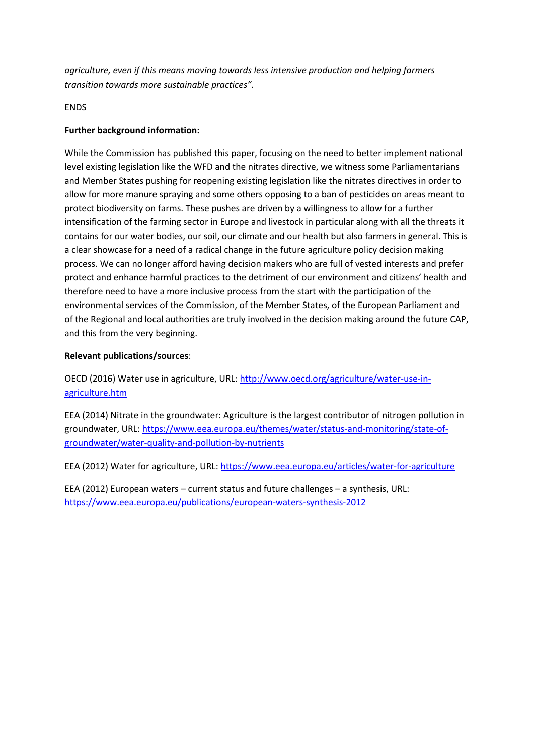*agriculture, even if this means moving towards less intensive production and helping farmers transition towards more sustainable practices".*

ENDS

**Further background information:**

While the Commission has published this paper, focusing on the need to better implement national level existing legislation like the WFD and the nitrates directive, we witness some Parliamentarians and Member States pushing for reopening existing legislation like the nitrates directives in order to allow for more manure spraying and some others opposing to a ban of pesticides on areas meant to protect biodiversity on farms. These pushes are driven by a willingness to allow for a further intensification of the farming sector in Europe and livestock in particular along with all the threats it contains for our water bodies, our soil, our climate and our health but also farmers in general. This is a clear showcase for a need of a radical change in the future agriculture policy decision making process. We can no longer afford having decision makers who are full of vested interests and prefer protect and enhance harmful practices to the detriment of our environment and citizens' health and therefore need to have a more inclusive process from the start with the participation of the environmental services of the Commission, of the Member States, of the European Parliament and of the Regional and local authorities are truly involved in the decision making around the future CAP, and this from the very beginning.

**Relevant publications/sources**:

OECD (2016) Water use in agriculture, URL: [http://www.oecd.org/agriculture/water-use-in-agriculture.htm](http://www.oecd.org/agriculture/water-use-in-agriculture.htm)

EEA (2014) Nitrate in the groundwater: Agriculture is the largest contributor of nitrogen pollution in groundwater, URL: [https://www.eea.europa.eu/themes/water/status-and-monitoring/state-of-groundwater/water-quality-and-pollution-by-nutrients](https://www.eea.europa.eu/themes/water/status-and-monitoring/state-of-groundwater/water-quality-and-pollution-by-nutrients)

EEA (2012) Water for agriculture, URL: [https://www.eea.europa.eu/articles/water-for-agriculture](https://www.eea.europa.eu/articles/water-for-agriculture)

EEA (2012) European waters – current status and future challenges – a synthesis, URL: [https://www.eea.europa.eu/publications/european-waters-synthesis-2012](https://www.eea.europa.eu/publications/european-waters-synthesis-2012)